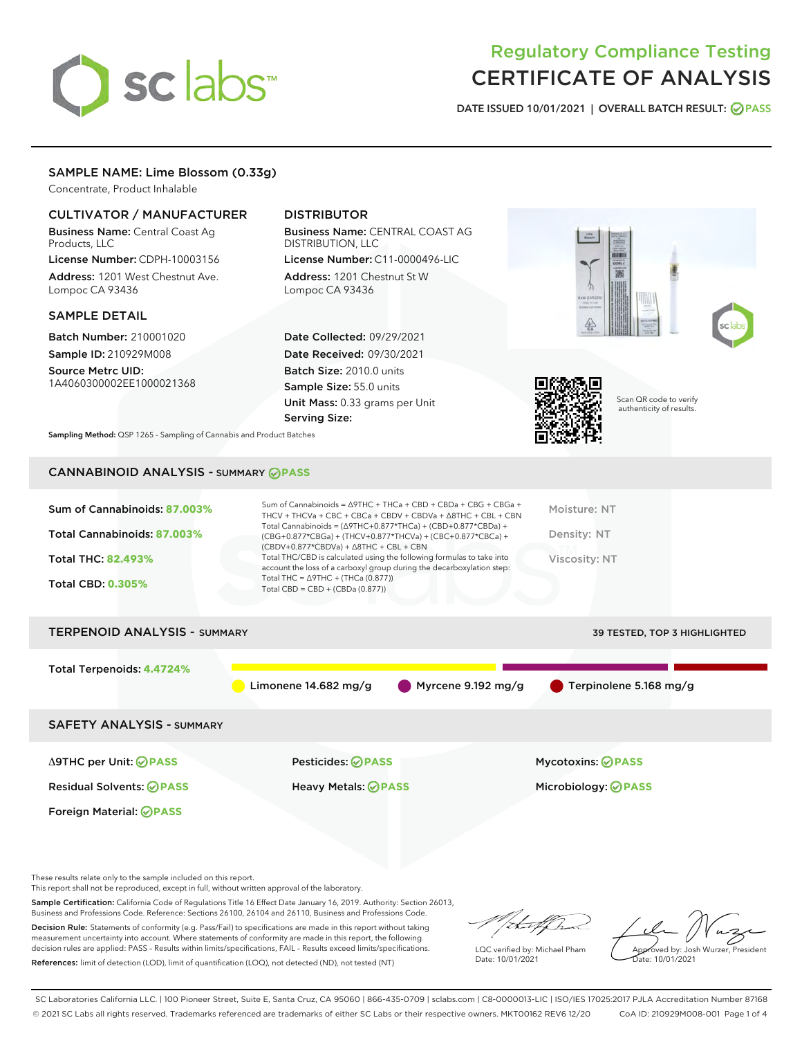# Regulatory Compliance Testing
# CERTIFICATE OF ANALYSIS

DATE ISSUED 10/01/2021 | OVERALL BATCH RESULT: PASS

## SAMPLE NAME: Lime Blossom (0.33g)

Concentrate, Product Inhalable

### CULTIVATOR / MANUFACTURER

**Business Name:** Central Coast Ag Products, LLC

**License Number:** CDPH-10003156

**Address:** 1201 West Chestnut Ave. Lompoc CA 93436

### DISTRIBUTOR

**Business Name:** CENTRAL COAST AG DISTRIBUTION, LLC

**License Number:** C11-0000496-LIC

**Address:** 1201 Chestnut St W Lompoc CA 93436

### SAMPLE DETAIL

**Batch Number:** 210001020

**Sample ID:** 210929M008

**Source Metrc UID:** 1A4060300002EE1000021368

**Date Collected:** 09/29/2021

**Date Received:** 09/30/2021

**Batch Size:** 2010.0 units

**Sample Size:** 55.0 units

**Unit Mass:** 0.33 grams per Unit

**Serving Size:**

Scan QR code to verify authenticity of results.

**Sampling Method:** QSP 1265 - Sampling of Cannabis and Product Batches

## CANNABINOID ANALYSIS - SUMMARY PASS

Sum of Cannabinoids: **87.003%**

Total Cannabinoids: **87.003%**

Total THC: **82.493%**

Total CBD: **0.305%**

Sum of Cannabinoids = Δ9THC + THCa + CBD + CBDa + CBG + CBGa + THCV + THCVa + CBC + CBCa + CBDV + CBDVa + Δ8THC + CBL + CBN

Total Cannabinoids = (Δ9THC+0.877*THCa) + (CBD+0.877*CBDa) + (CBG+0.877*CBGa) + (THCV+0.877*THCVa) + (CBC+0.877*CBCa) + (CBDV+0.877*CBDVa) + Δ8THC + CBL + CBN

Total THC/CBD is calculated using the following formulas to take into account the loss of a carboxyl group during the decarboxylation step:

Total THC = Δ9THC + (THCa (0.877))

Total CBD = CBD + (CBDa (0.877))

Moisture: NT

Density: NT

Viscosity: NT

## TERPENOID ANALYSIS - SUMMARY

39 TESTED, TOP 3 HIGHLIGHTED

Total Terpenoids: **4.4724%**

Limonene 14.682 mg/g | Myrcene 9.192 mg/g | Terpinolene 5.168 mg/g

## SAFETY ANALYSIS - SUMMARY

| | | |
|---|---|---|
| Δ9THC per Unit: PASS | Pesticides: PASS | Mycotoxins: PASS |
| Residual Solvents: PASS | Heavy Metals: PASS | Microbiology: PASS |
| Foreign Material: PASS | | |

These results relate only to the sample included on this report.
This report shall not be reproduced, except in full, without written approval of the laboratory.

**Sample Certification:** California Code of Regulations Title 16 Effect Date January 16, 2019. Authority: Section 26013, Business and Professions Code. Reference: Sections 26100, 26104 and 26110, Business and Professions Code.

**Decision Rule:** Statements of conformity (e.g. Pass/Fail) to specifications are made in this report without taking measurement uncertainty into account. Where statements of conformity are made in this report, the following decision rules are applied: PASS – Results within limits/specifications, FAIL – Results exceed limits/specifications.

**References:** limit of detection (LOD), limit of quantification (LOQ), not detected (ND), not tested (NT)

LQC verified by: Michael Pham
Date: 10/01/2021

Approved by: Josh Wurzer, President
Date: 10/01/2021

SC Laboratories California LLC. | 100 Pioneer Street, Suite E, Santa Cruz, CA 95060 | 866-435-0709 | sclabs.com | C8-0000013-LIC | ISO/IES 17025:2017 PJLA Accreditation Number 87168
© 2021 SC Labs all rights reserved. Trademarks referenced are trademarks of either SC Labs or their respective owners. MKT00162 REV6 12/20 CoA ID: 210929M008-001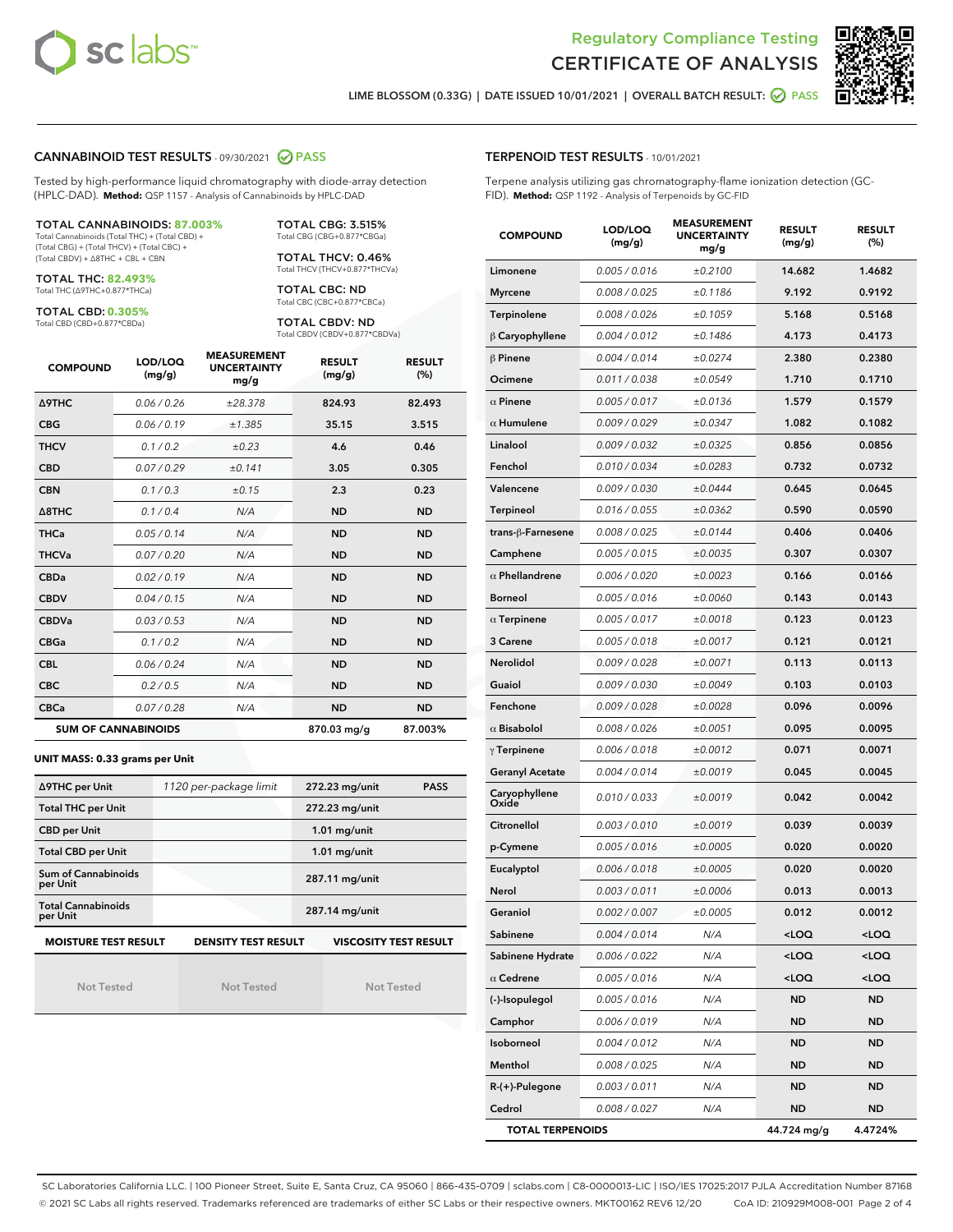# Regulatory Compliance Testing
# CERTIFICATE OF ANALYSIS

LIME BLOSSOM (0.33G) | DATE ISSUED 10/01/2021 | OVERALL BATCH RESULT: PASS

## CANNABINOID TEST RESULTS - 09/30/2021 PASS

Tested by high-performance liquid chromatography with diode-array detection (HPLC-DAD). **Method:** QSP 1157 - Analysis of Cannabinoids by HPLC-DAD

**TOTAL CANNABINOIDS: 87.003%**
Total Cannabinoids (Total THC) + (Total CBD) + (Total CBG) + (Total THCV) + (Total CBC) + (Total CBDV) + Δ8THC + CBL + CBN

**TOTAL THC: 82.493%**
Total THC (Δ9THC+0.877*THCa)

**TOTAL CBD: 0.305%**
Total CBD (CBD+0.877*CBDa)

**TOTAL CBG: 3.515%**
Total CBG (CBG+0.877*CBGa)

**TOTAL THCV: 0.46%**
Total THCV (THCV+0.877*THCVa)

**TOTAL CBC: ND**
Total CBC (CBC+0.877*CBCa)

**TOTAL CBDV: ND**
Total CBDV (CBDV+0.877*CBDVa)

| COMPOUND | LOD/LOQ (mg/g) | MEASUREMENT UNCERTAINTY mg/g | RESULT (mg/g) | RESULT (%) |
|---|---|---|---|---|
| Δ9THC | 0.06 / 0.26 | ±28.378 | 824.93 | 82.493 |
| CBG | 0.06 / 0.19 | ±1.385 | 35.15 | 3.515 |
| THCV | 0.1 / 0.2 | ±0.23 | 4.6 | 0.46 |
| CBD | 0.07 / 0.29 | ±0.141 | 3.05 | 0.305 |
| CBN | 0.1 / 0.3 | ±0.15 | 2.3 | 0.23 |
| Δ8THC | 0.1 / 0.4 | N/A | ND | ND |
| THCa | 0.05 / 0.14 | N/A | ND | ND |
| THCVa | 0.07 / 0.20 | N/A | ND | ND |
| CBDa | 0.02 / 0.19 | N/A | ND | ND |
| CBDV | 0.04 / 0.15 | N/A | ND | ND |
| CBDVa | 0.03 / 0.53 | N/A | ND | ND |
| CBGa | 0.1 / 0.2 | N/A | ND | ND |
| CBL | 0.06 / 0.24 | N/A | ND | ND |
| CBC | 0.2 / 0.5 | N/A | ND | ND |
| CBCa | 0.07 / 0.28 | N/A | ND | ND |
| **SUM OF CANNABINOIDS** | | | **870.03 mg/g** | **87.003%** |

**UNIT MASS: 0.33 grams per Unit**

| Δ9THC per Unit | 1120 per-package limit | 272.23 mg/unit | PASS |
|---|---|---|---|
| Total THC per Unit | | 272.23 mg/unit | |
| CBD per Unit | | 1.01 mg/unit | |
| Total CBD per Unit | | 1.01 mg/unit | |
| Sum of Cannabinoids per Unit | | 287.11 mg/unit | |
| Total Cannabinoids per Unit | | 287.14 mg/unit | |

| MOISTURE TEST RESULT | DENSITY TEST RESULT | VISCOSITY TEST RESULT |
|---|---|---|
| Not Tested | Not Tested | Not Tested |

## TERPENOID TEST RESULTS - 10/01/2021

Terpene analysis utilizing gas chromatography-flame ionization detection (GC-FID). **Method:** QSP 1192 - Analysis of Terpenoids by GC-FID

| COMPOUND | LOD/LOQ (mg/g) | MEASUREMENT UNCERTAINTY mg/g | RESULT (mg/g) | RESULT (%) |
|---|---|---|---|---|
| Limonene | 0.005 / 0.016 | ±0.2100 | 14.682 | 1.4682 |
| Myrcene | 0.008 / 0.025 | ±0.1186 | 9.192 | 0.9192 |
| Terpinolene | 0.008 / 0.026 | ±0.1059 | 5.168 | 0.5168 |
| β Caryophyllene | 0.004 / 0.012 | ±0.1486 | 4.173 | 0.4173 |
| β Pinene | 0.004 / 0.014 | ±0.0274 | 2.380 | 0.2380 |
| Ocimene | 0.011 / 0.038 | ±0.0549 | 1.710 | 0.1710 |
| α Pinene | 0.005 / 0.017 | ±0.0136 | 1.579 | 0.1579 |
| α Humulene | 0.009 / 0.029 | ±0.0347 | 1.082 | 0.1082 |
| Linalool | 0.009 / 0.032 | ±0.0325 | 0.856 | 0.0856 |
| Fenchol | 0.010 / 0.034 | ±0.0283 | 0.732 | 0.0732 |
| Valencene | 0.009 / 0.030 | ±0.0444 | 0.645 | 0.0645 |
| Terpineol | 0.016 / 0.055 | ±0.0362 | 0.590 | 0.0590 |
| trans-β-Farnesene | 0.008 / 0.025 | ±0.0144 | 0.406 | 0.0406 |
| Camphene | 0.005 / 0.015 | ±0.0035 | 0.307 | 0.0307 |
| α Phellandrene | 0.006 / 0.020 | ±0.0023 | 0.166 | 0.0166 |
| Borneol | 0.005 / 0.016 | ±0.0060 | 0.143 | 0.0143 |
| α Terpinene | 0.005 / 0.017 | ±0.0018 | 0.123 | 0.0123 |
| 3 Carene | 0.005 / 0.018 | ±0.0017 | 0.121 | 0.0121 |
| Nerolidol | 0.009 / 0.028 | ±0.0071 | 0.113 | 0.0113 |
| Guaiol | 0.009 / 0.030 | ±0.0049 | 0.103 | 0.0103 |
| Fenchone | 0.009 / 0.028 | ±0.0028 | 0.096 | 0.0096 |
| α Bisabolol | 0.008 / 0.026 | ±0.0051 | 0.095 | 0.0095 |
| γ Terpinene | 0.006 / 0.018 | ±0.0012 | 0.071 | 0.0071 |
| Geranyl Acetate | 0.004 / 0.014 | ±0.0019 | 0.045 | 0.0045 |
| Caryophyllene Oxide | 0.010 / 0.033 | ±0.0019 | 0.042 | 0.0042 |
| Citronellol | 0.003 / 0.010 | ±0.0019 | 0.039 | 0.0039 |
| p-Cymene | 0.005 / 0.016 | ±0.0005 | 0.020 | 0.0020 |
| Eucalyptol | 0.006 / 0.018 | ±0.0005 | 0.020 | 0.0020 |
| Nerol | 0.003 / 0.011 | ±0.0006 | 0.013 | 0.0013 |
| Geraniol | 0.002 / 0.007 | ±0.0005 | 0.012 | 0.0012 |
| Sabinene | 0.004 / 0.014 | N/A | <LOQ | <LOQ |
| Sabinene Hydrate | 0.006 / 0.022 | N/A | <LOQ | <LOQ |
| α Cedrene | 0.005 / 0.016 | N/A | <LOQ | <LOQ |
| (-)-Isopulegol | 0.005 / 0.016 | N/A | ND | ND |
| Camphor | 0.006 / 0.019 | N/A | ND | ND |
| Isoborneol | 0.004 / 0.012 | N/A | ND | ND |
| Menthol | 0.008 / 0.025 | N/A | ND | ND |
| R-(+)-Pulegone | 0.003 / 0.011 | N/A | ND | ND |
| Cedrol | 0.008 / 0.027 | N/A | ND | ND |
| **TOTAL TERPENOIDS** | | | **44.724 mg/g** | **4.4724%** |

SC Laboratories California LLC. | 100 Pioneer Street, Suite E, Santa Cruz, CA 95060 | 866-435-0709 | sclabs.com | C8-0000013-LIC | ISO/IES 17025:2017 PJLA Accreditation Number 87168
© 2021 SC Labs all rights reserved. Trademarks referenced are trademarks of either SC Labs or their respective owners. MKT00162 REV6 12/20 CoA ID: 210929M008-001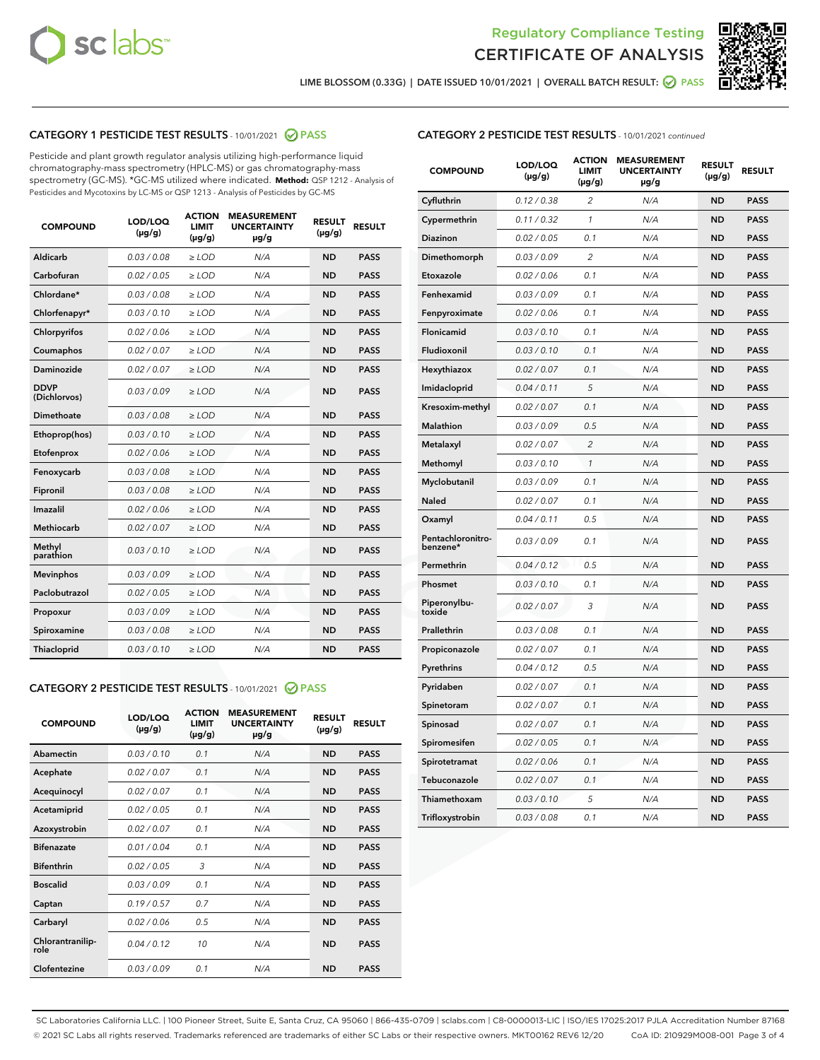Regulatory Compliance Testing
CERTIFICATE OF ANALYSIS

LIME BLOSSOM (0.33G) | DATE ISSUED 10/01/2021 | OVERALL BATCH RESULT: PASS

## CATEGORY 1 PESTICIDE TEST RESULTS - 10/01/2021 PASS

Pesticide and plant growth regulator analysis utilizing high-performance liquid chromatography-mass spectrometry (HPLC-MS) or gas chromatography-mass spectrometry (GC-MS). *GC-MS utilized where indicated. **Method:** QSP 1212 - Analysis of Pesticides and Mycotoxins by LC-MS or QSP 1213 - Analysis of Pesticides by GC-MS

| COMPOUND | LOD/LOQ (µg/g) | ACTION LIMIT (µg/g) | MEASUREMENT UNCERTAINTY µg/g | RESULT (µg/g) | RESULT |
|---|---|---|---|---|---|
| Aldicarb | 0.03 / 0.08 | ≥ LOD | N/A | ND | PASS |
| Carbofuran | 0.02 / 0.05 | ≥ LOD | N/A | ND | PASS |
| Chlordane* | 0.03 / 0.08 | ≥ LOD | N/A | ND | PASS |
| Chlorfenapyr* | 0.03 / 0.10 | ≥ LOD | N/A | ND | PASS |
| Chlorpyrifos | 0.02 / 0.06 | ≥ LOD | N/A | ND | PASS |
| Coumaphos | 0.02 / 0.07 | ≥ LOD | N/A | ND | PASS |
| Daminozide | 0.02 / 0.07 | ≥ LOD | N/A | ND | PASS |
| DDVP (Dichlorvos) | 0.03 / 0.09 | ≥ LOD | N/A | ND | PASS |
| Dimethoate | 0.03 / 0.08 | ≥ LOD | N/A | ND | PASS |
| Ethoprop(hos) | 0.03 / 0.10 | ≥ LOD | N/A | ND | PASS |
| Etofenprox | 0.02 / 0.06 | ≥ LOD | N/A | ND | PASS |
| Fenoxycarb | 0.03 / 0.08 | ≥ LOD | N/A | ND | PASS |
| Fipronil | 0.03 / 0.08 | ≥ LOD | N/A | ND | PASS |
| Imazalil | 0.02 / 0.06 | ≥ LOD | N/A | ND | PASS |
| Methiocarb | 0.02 / 0.07 | ≥ LOD | N/A | ND | PASS |
| Methyl parathion | 0.03 / 0.10 | ≥ LOD | N/A | ND | PASS |
| Mevinphos | 0.03 / 0.09 | ≥ LOD | N/A | ND | PASS |
| Paclobutrazol | 0.02 / 0.05 | ≥ LOD | N/A | ND | PASS |
| Propoxur | 0.03 / 0.09 | ≥ LOD | N/A | ND | PASS |
| Spiroxamine | 0.03 / 0.08 | ≥ LOD | N/A | ND | PASS |
| Thiacloprid | 0.03 / 0.10 | ≥ LOD | N/A | ND | PASS |

## CATEGORY 2 PESTICIDE TEST RESULTS - 10/01/2021 PASS

| COMPOUND | LOD/LOQ (µg/g) | ACTION LIMIT (µg/g) | MEASUREMENT UNCERTAINTY µg/g | RESULT (µg/g) | RESULT |
|---|---|---|---|---|---|
| Abamectin | 0.03 / 0.10 | 0.1 | N/A | ND | PASS |
| Acephate | 0.02 / 0.07 | 0.1 | N/A | ND | PASS |
| Acequinocyl | 0.02 / 0.07 | 0.1 | N/A | ND | PASS |
| Acetamiprid | 0.02 / 0.05 | 0.1 | N/A | ND | PASS |
| Azoxystrobin | 0.02 / 0.07 | 0.1 | N/A | ND | PASS |
| Bifenazate | 0.01 / 0.04 | 0.1 | N/A | ND | PASS |
| Bifenthrin | 0.02 / 0.05 | 3 | N/A | ND | PASS |
| Boscalid | 0.03 / 0.09 | 0.1 | N/A | ND | PASS |
| Captan | 0.19 / 0.57 | 0.7 | N/A | ND | PASS |
| Carbaryl | 0.02 / 0.06 | 0.5 | N/A | ND | PASS |
| Chlorantraniliprole | 0.04 / 0.12 | 10 | N/A | ND | PASS |
| Clofentezine | 0.03 / 0.09 | 0.1 | N/A | ND | PASS |
| Cyfluthrin | 0.12 / 0.38 | 2 | N/A | ND | PASS |
| Cypermethrin | 0.11 / 0.32 | 1 | N/A | ND | PASS |
| Diazinon | 0.02 / 0.05 | 0.1 | N/A | ND | PASS |
| Dimethomorph | 0.03 / 0.09 | 2 | N/A | ND | PASS |
| Etoxazole | 0.02 / 0.06 | 0.1 | N/A | ND | PASS |
| Fenhexamid | 0.03 / 0.09 | 0.1 | N/A | ND | PASS |
| Fenpyroximate | 0.02 / 0.06 | 0.1 | N/A | ND | PASS |
| Flonicamid | 0.03 / 0.10 | 0.1 | N/A | ND | PASS |
| Fludioxonil | 0.03 / 0.10 | 0.1 | N/A | ND | PASS |
| Hexythiazox | 0.02 / 0.07 | 0.1 | N/A | ND | PASS |
| Imidacloprid | 0.04 / 0.11 | 5 | N/A | ND | PASS |
| Kresoxim-methyl | 0.02 / 0.07 | 0.1 | N/A | ND | PASS |
| Malathion | 0.03 / 0.09 | 0.5 | N/A | ND | PASS |
| Metalaxyl | 0.02 / 0.07 | 2 | N/A | ND | PASS |
| Methomyl | 0.03 / 0.10 | 1 | N/A | ND | PASS |
| Myclobutanil | 0.03 / 0.09 | 0.1 | N/A | ND | PASS |
| Naled | 0.02 / 0.07 | 0.1 | N/A | ND | PASS |
| Oxamyl | 0.04 / 0.11 | 0.5 | N/A | ND | PASS |
| Pentachloronitrobenzene* | 0.03 / 0.09 | 0.1 | N/A | ND | PASS |
| Permethrin | 0.04 / 0.12 | 0.5 | N/A | ND | PASS |
| Phosmet | 0.03 / 0.10 | 0.1 | N/A | ND | PASS |
| Piperonylbutoxide | 0.02 / 0.07 | 3 | N/A | ND | PASS |
| Prallethrin | 0.03 / 0.08 | 0.1 | N/A | ND | PASS |
| Propiconazole | 0.02 / 0.07 | 0.1 | N/A | ND | PASS |
| Pyrethrins | 0.04 / 0.12 | 0.5 | N/A | ND | PASS |
| Pyridaben | 0.02 / 0.07 | 0.1 | N/A | ND | PASS |
| Spinetoram | 0.02 / 0.07 | 0.1 | N/A | ND | PASS |
| Spinosad | 0.02 / 0.07 | 0.1 | N/A | ND | PASS |
| Spiromesifen | 0.02 / 0.05 | 0.1 | N/A | ND | PASS |
| Spirotetramat | 0.02 / 0.06 | 0.1 | N/A | ND | PASS |
| Tebuconazole | 0.02 / 0.07 | 0.1 | N/A | ND | PASS |
| Thiamethoxam | 0.03 / 0.10 | 5 | N/A | ND | PASS |
| Trifloxystrobin | 0.03 / 0.08 | 0.1 | N/A | ND | PASS |

SC Laboratories California LLC. | 100 Pioneer Street, Suite E, Santa Cruz, CA 95060 | 866-435-0709 | sclabs.com | C8-0000013-LIC | ISO/IES 17025:2017 PJLA Accreditation Number 87168
© 2021 SC Labs all rights reserved. Trademarks referenced are trademarks of either SC Labs or their respective owners. MKT00162 REV6 12/20 CoA ID: 210929M008-001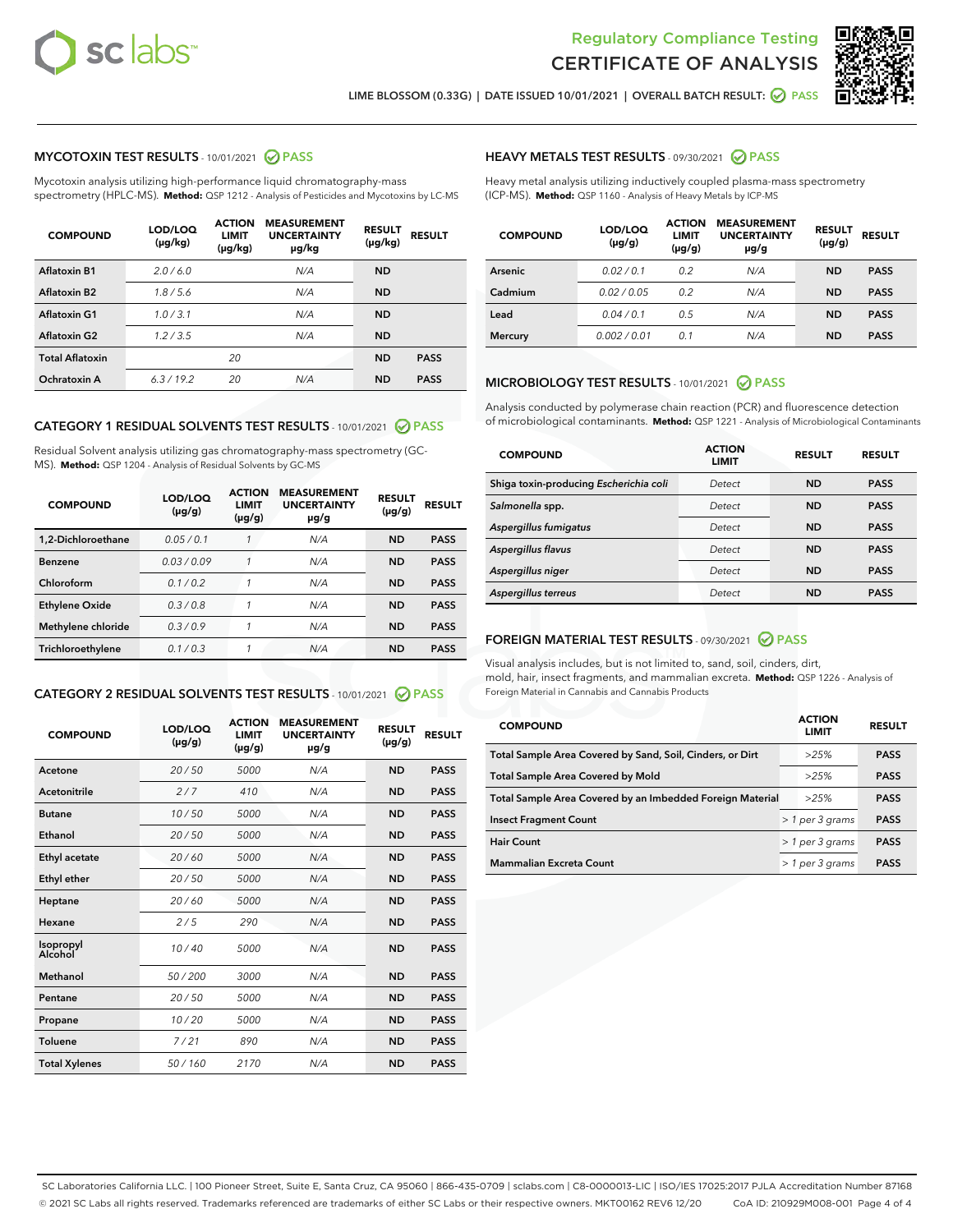Regulatory Compliance Testing

# CERTIFICATE OF ANALYSIS

LIME BLOSSOM (0.33G) | DATE ISSUED 10/01/2021 | OVERALL BATCH RESULT: PASS

## MYCOTOXIN TEST RESULTS - 10/01/2021 PASS

Mycotoxin analysis utilizing high-performance liquid chromatography-mass spectrometry (HPLC-MS). **Method:** QSP 1212 - Analysis of Pesticides and Mycotoxins by LC-MS

| COMPOUND | LOD/LOQ (μg/kg) | ACTION LIMIT (μg/kg) | MEASUREMENT UNCERTAINTY μg/kg | RESULT (μg/kg) | RESULT |
|---|---|---|---|---|---|
| Aflatoxin B1 | 2.0 / 6.0 | | N/A | ND | |
| Aflatoxin B2 | 1.8 / 5.6 | | N/A | ND | |
| Aflatoxin G1 | 1.0 / 3.1 | | N/A | ND | |
| Aflatoxin G2 | 1.2 / 3.5 | | N/A | ND | |
| Total Aflatoxin | | 20 | | ND | PASS |
| Ochratoxin A | 6.3 / 19.2 | 20 | N/A | ND | PASS |

## CATEGORY 1 RESIDUAL SOLVENTS TEST RESULTS - 10/01/2021 PASS

Residual Solvent analysis utilizing gas chromatography-mass spectrometry (GC-MS). **Method:** QSP 1204 - Analysis of Residual Solvents by GC-MS

| COMPOUND | LOD/LOQ (μg/g) | ACTION LIMIT (μg/g) | MEASUREMENT UNCERTAINTY μg/g | RESULT (μg/g) | RESULT |
|---|---|---|---|---|---|
| 1,2-Dichloroethane | 0.05 / 0.1 | 1 | N/A | ND | PASS |
| Benzene | 0.03 / 0.09 | 1 | N/A | ND | PASS |
| Chloroform | 0.1 / 0.2 | 1 | N/A | ND | PASS |
| Ethylene Oxide | 0.3 / 0.8 | 1 | N/A | ND | PASS |
| Methylene chloride | 0.3 / 0.9 | 1 | N/A | ND | PASS |
| Trichloroethylene | 0.1 / 0.3 | 1 | N/A | ND | PASS |

## CATEGORY 2 RESIDUAL SOLVENTS TEST RESULTS - 10/01/2021 PASS

| COMPOUND | LOD/LOQ (μg/g) | ACTION LIMIT (μg/g) | MEASUREMENT UNCERTAINTY μg/g | RESULT (μg/g) | RESULT |
|---|---|---|---|---|---|
| Acetone | 20 / 50 | 5000 | N/A | ND | PASS |
| Acetonitrile | 2 / 7 | 410 | N/A | ND | PASS |
| Butane | 10 / 50 | 5000 | N/A | ND | PASS |
| Ethanol | 20 / 50 | 5000 | N/A | ND | PASS |
| Ethyl acetate | 20 / 60 | 5000 | N/A | ND | PASS |
| Ethyl ether | 20 / 50 | 5000 | N/A | ND | PASS |
| Heptane | 20 / 60 | 5000 | N/A | ND | PASS |
| Hexane | 2 / 5 | 290 | N/A | ND | PASS |
| Isopropyl Alcohol | 10 / 40 | 5000 | N/A | ND | PASS |
| Methanol | 50 / 200 | 3000 | N/A | ND | PASS |
| Pentane | 20 / 50 | 5000 | N/A | ND | PASS |
| Propane | 10 / 20 | 5000 | N/A | ND | PASS |
| Toluene | 7 / 21 | 890 | N/A | ND | PASS |
| Total Xylenes | 50 / 160 | 2170 | N/A | ND | PASS |

## HEAVY METALS TEST RESULTS - 09/30/2021 PASS

Heavy metal analysis utilizing inductively coupled plasma-mass spectrometry (ICP-MS). **Method:** QSP 1160 - Analysis of Heavy Metals by ICP-MS

| COMPOUND | LOD/LOQ (μg/g) | ACTION LIMIT (μg/g) | MEASUREMENT UNCERTAINTY μg/g | RESULT (μg/g) | RESULT |
|---|---|---|---|---|---|
| Arsenic | 0.02 / 0.1 | 0.2 | N/A | ND | PASS |
| Cadmium | 0.02 / 0.05 | 0.2 | N/A | ND | PASS |
| Lead | 0.04 / 0.1 | 0.5 | N/A | ND | PASS |
| Mercury | 0.002 / 0.01 | 0.1 | N/A | ND | PASS |

## MICROBIOLOGY TEST RESULTS - 10/01/2021 PASS

Analysis conducted by polymerase chain reaction (PCR) and fluorescence detection of microbiological contaminants. **Method:** QSP 1221 - Analysis of Microbiological Contaminants

| COMPOUND | ACTION LIMIT | RESULT | RESULT |
|---|---|---|---|
| Shiga toxin-producing *Escherichia coli* | Detect | ND | PASS |
| *Salmonella* spp. | Detect | ND | PASS |
| *Aspergillus fumigatus* | Detect | ND | PASS |
| *Aspergillus flavus* | Detect | ND | PASS |
| *Aspergillus niger* | Detect | ND | PASS |
| *Aspergillus terreus* | Detect | ND | PASS |

## FOREIGN MATERIAL TEST RESULTS - 09/30/2021 PASS

Visual analysis includes, but is not limited to, sand, soil, cinders, dirt, mold, hair, insect fragments, and mammalian excreta. **Method:** QSP 1226 - Analysis of Foreign Material in Cannabis and Cannabis Products

| COMPOUND | ACTION LIMIT | RESULT |
|---|---|---|
| Total Sample Area Covered by Sand, Soil, Cinders, or Dirt | >25% | PASS |
| Total Sample Area Covered by Mold | >25% | PASS |
| Total Sample Area Covered by an Imbedded Foreign Material | >25% | PASS |
| Insect Fragment Count | > 1 per 3 grams | PASS |
| Hair Count | > 1 per 3 grams | PASS |
| Mammalian Excreta Count | > 1 per 3 grams | PASS |

SC Laboratories California LLC. | 100 Pioneer Street, Suite E, Santa Cruz, CA 95060 | 866-435-0709 | sclabs.com | C8-0000013-LIC | ISO/IES 17025:2017 PJLA Accreditation Number 87168
© 2021 SC Labs all rights reserved. Trademarks referenced are trademarks of either SC Labs or their respective owners. MKT00162 REV6 12/20 CoA ID: 210929M008-001